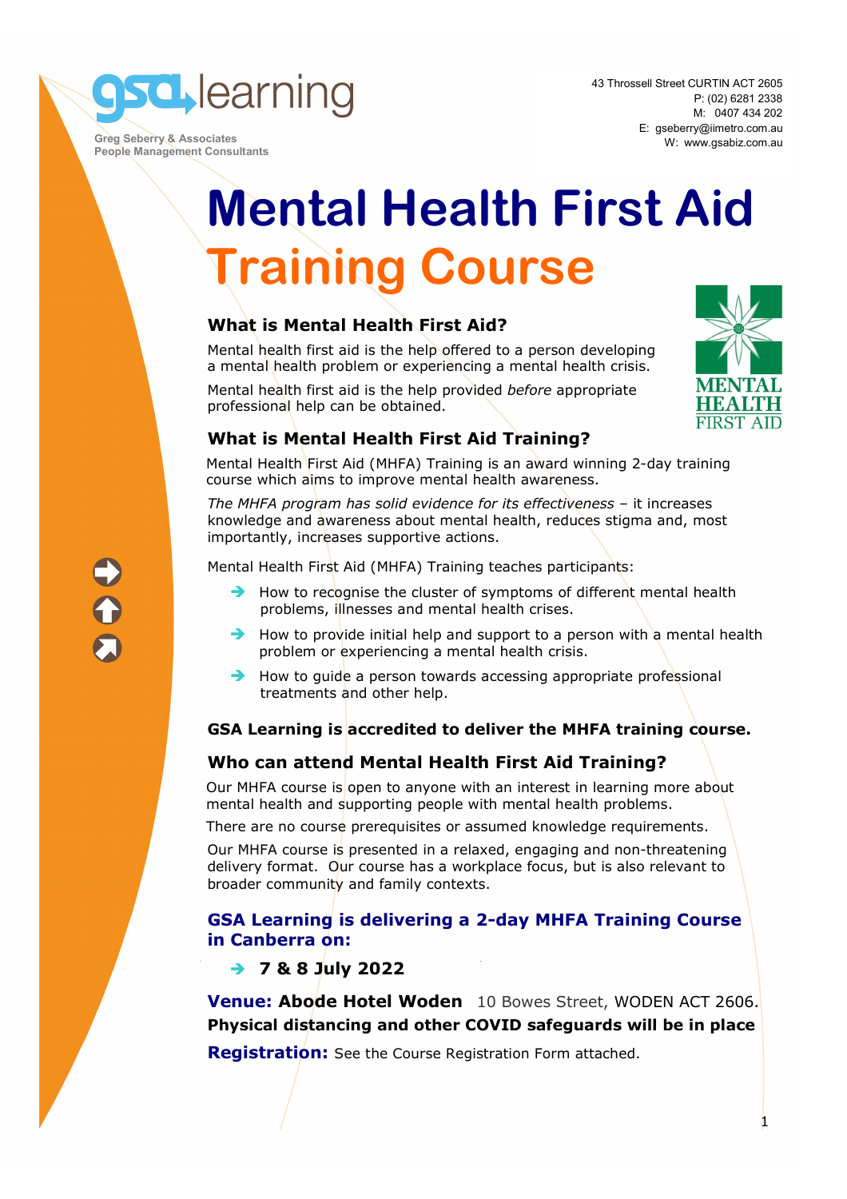gsa learning

Greg Seberry & Associates
People Management Consultants

43 Throssell Street CURTIN ACT 2605
P: (02) 6281 2338
M: 0407 434 202
E: gseberry@iimetro.com.au
W: www.gsabiz.com.au

# Mental Health First Aid Training Course

## What is Mental Health First Aid?

Mental health first aid is the help offered to a person developing a mental health problem or experiencing a mental health crisis.

Mental health first aid is the help provided *before* appropriate professional help can be obtained.

MENTAL HEALTH FIRST AID

## What is Mental Health First Aid Training?

Mental Health First Aid (MHFA) Training is an award winning 2-day training course which aims to improve mental health awareness.

*The MHFA program has solid evidence for its effectiveness* – it increases knowledge and awareness about mental health, reduces stigma and, most importantly, increases supportive actions.

Mental Health First Aid (MHFA) Training teaches participants:

- How to recognise the cluster of symptoms of different mental health problems, illnesses and mental health crises.
- How to provide initial help and support to a person with a mental health problem or experiencing a mental health crisis.
- How to guide a person towards accessing appropriate professional treatments and other help.

**GSA Learning is accredited to deliver the MHFA training course.**

## Who can attend Mental Health First Aid Training?

Our MHFA course is open to anyone with an interest in learning more about mental health and supporting people with mental health problems.

There are no course prerequisites or assumed knowledge requirements.

Our MHFA course is presented in a relaxed, engaging and non-threatening delivery format. Our course has a workplace focus, but is also relevant to broader community and family contexts.

## GSA Learning is delivering a 2-day MHFA Training Course in Canberra on:

- **7 & 8 July 2022**

**Venue: Abode Hotel Woden** 10 Bowes Street, WODEN ACT 2606.

**Physical distancing and other COVID safeguards will be in place**

**Registration:** See the Course Registration Form attached.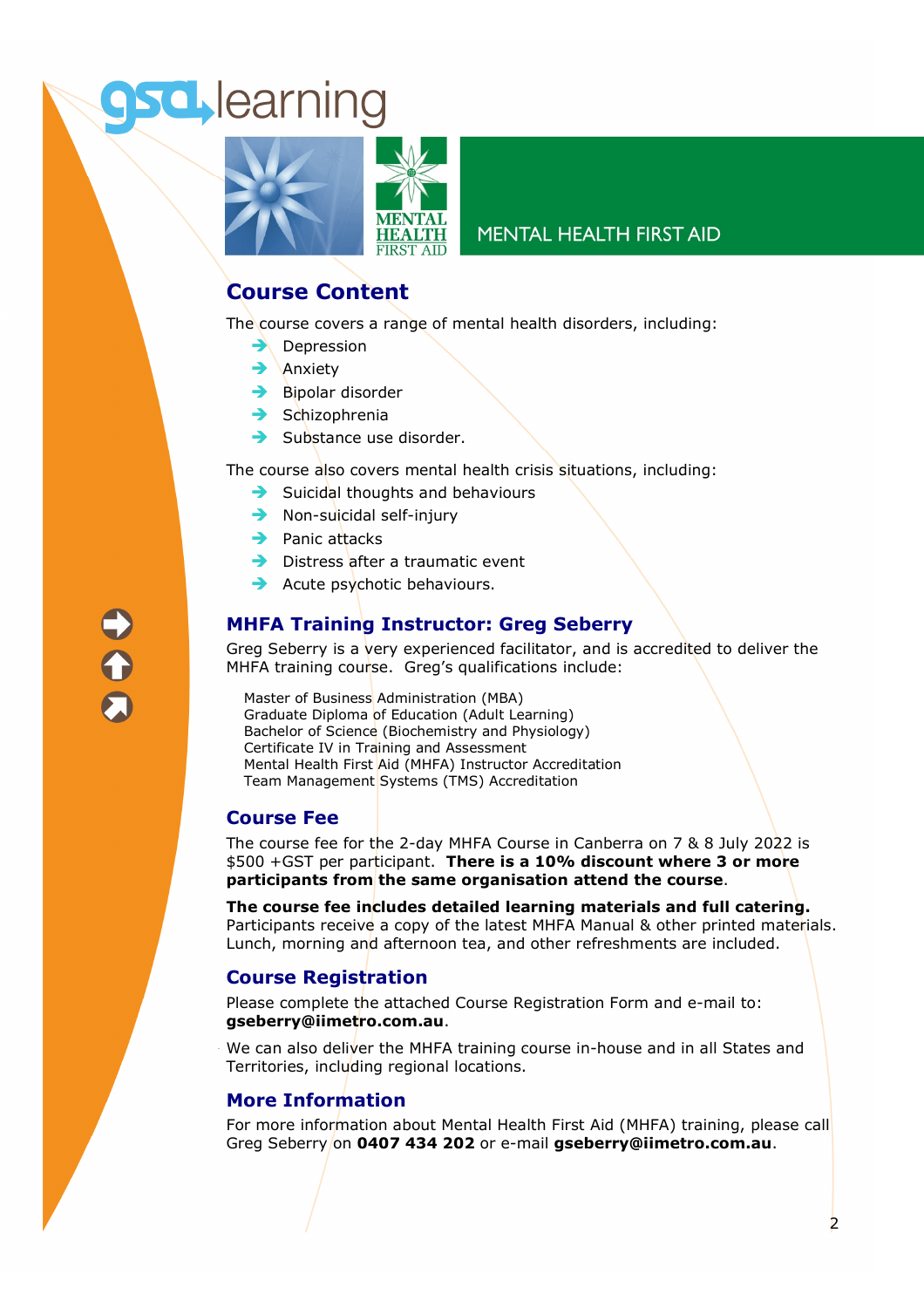MENTAL HEALTH FIRST AID

## Course Content

The course covers a range of mental health disorders, including:

- Depression
- Anxiety
- Bipolar disorder
- Schizophrenia
- Substance use disorder.

The course also covers mental health crisis situations, including:

- Suicidal thoughts and behaviours
- Non-suicidal self-injury
- Panic attacks
- Distress after a traumatic event
- Acute psychotic behaviours.

## MHFA Training Instructor: Greg Seberry

Greg Seberry is a very experienced facilitator, and is accredited to deliver the MHFA training course. Greg's qualifications include:

Master of Business Administration (MBA)
Graduate Diploma of Education (Adult Learning)
Bachelor of Science (Biochemistry and Physiology)
Certificate IV in Training and Assessment
Mental Health First Aid (MHFA) Instructor Accreditation
Team Management Systems (TMS) Accreditation

## Course Fee

The course fee for the 2-day MHFA Course in Canberra on 7 & 8 July 2022 is $500 +GST per participant. **There is a 10% discount where 3 or more participants from the same organisation attend the course**.

**The course fee includes detailed learning materials and full catering.** Participants receive a copy of the latest MHFA Manual & other printed materials. Lunch, morning and afternoon tea, and other refreshments are included.

## Course Registration

Please complete the attached Course Registration Form and e-mail to: **gseberry@iimetro.com.au**.

We can also deliver the MHFA training course in-house and in all States and Territories, including regional locations.

## More Information

For more information about Mental Health First Aid (MHFA) training, please call Greg Seberry on **0407 434 202** or e-mail **gseberry@iimetro.com.au**.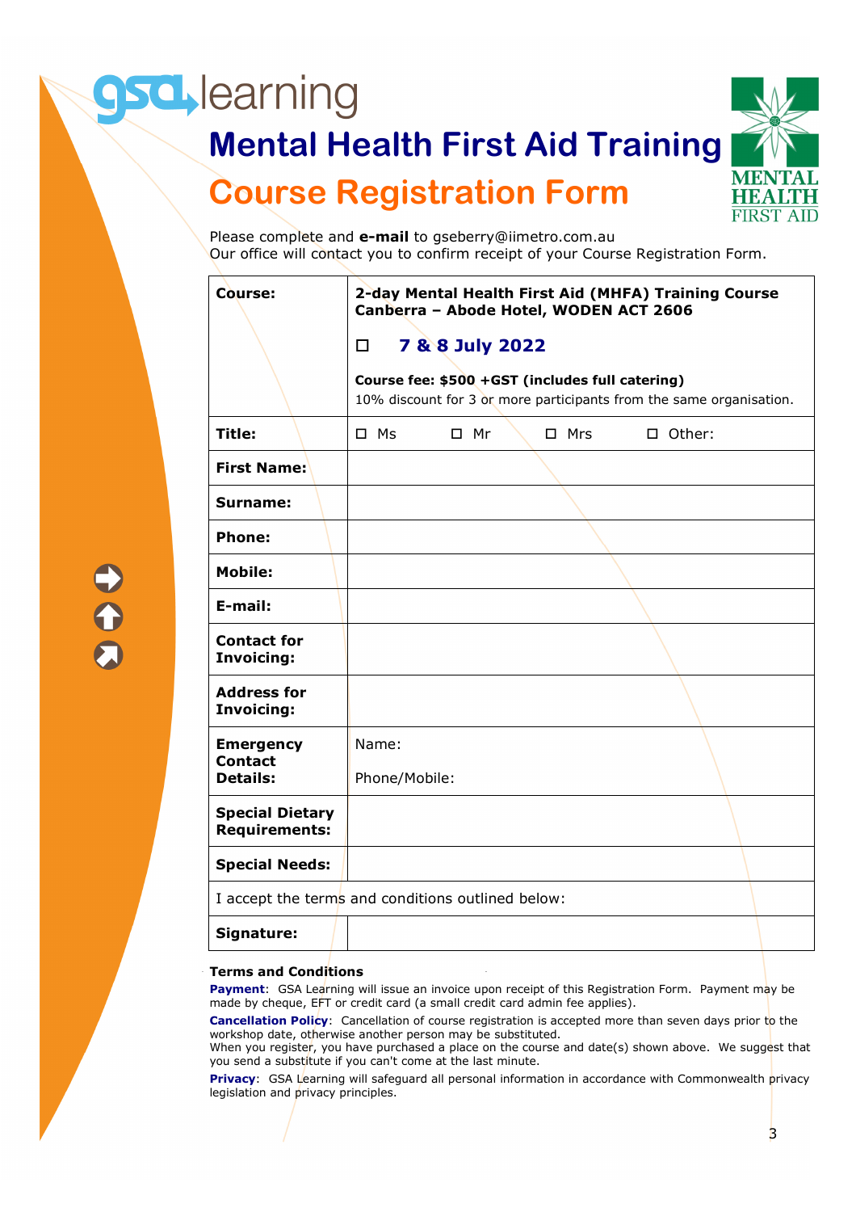gsa learning

# Mental Health First Aid Training

## Course Registration Form

MENTAL HEALTH FIRST AID

Please complete and **e-mail** to gseberry@iimetro.com.au
Our office will contact you to confirm receipt of your Course Registration Form.

| | |
|---|---|
| **Course:** | **2-day Mental Health First Aid (MHFA) Training Course Canberra – Abode Hotel, WODEN ACT 2606**<br><br>☐ **7 & 8 July 2022**<br><br>**Course fee: $500 +GST (includes full catering)**<br>10% discount for 3 or more participants from the same organisation. |
| **Title:** | ☐ Ms ☐ Mr ☐ Mrs ☐ Other: |
| **First Name:** | |
| **Surname:** | |
| **Phone:** | |
| **Mobile:** | |
| **E-mail:** | |
| **Contact for Invoicing:** | |
| **Address for Invoicing:** | |
| **Emergency Contact Details:** | Name:<br><br>Phone/Mobile: |
| **Special Dietary Requirements:** | |
| **Special Needs:** | |
| I accept the terms and conditions outlined below: | |
| **Signature:** | |

**Terms and Conditions**

**Payment**: GSA Learning will issue an invoice upon receipt of this Registration Form. Payment may be made by cheque, EFT or credit card (a small credit card admin fee applies).

**Cancellation Policy**: Cancellation of course registration is accepted more than seven days prior to the workshop date, otherwise another person may be substituted.
When you register, you have purchased a place on the course and date(s) shown above. We suggest that you send a substitute if you can't come at the last minute.

**Privacy**: GSA Learning will safeguard all personal information in accordance with Commonwealth privacy legislation and privacy principles.